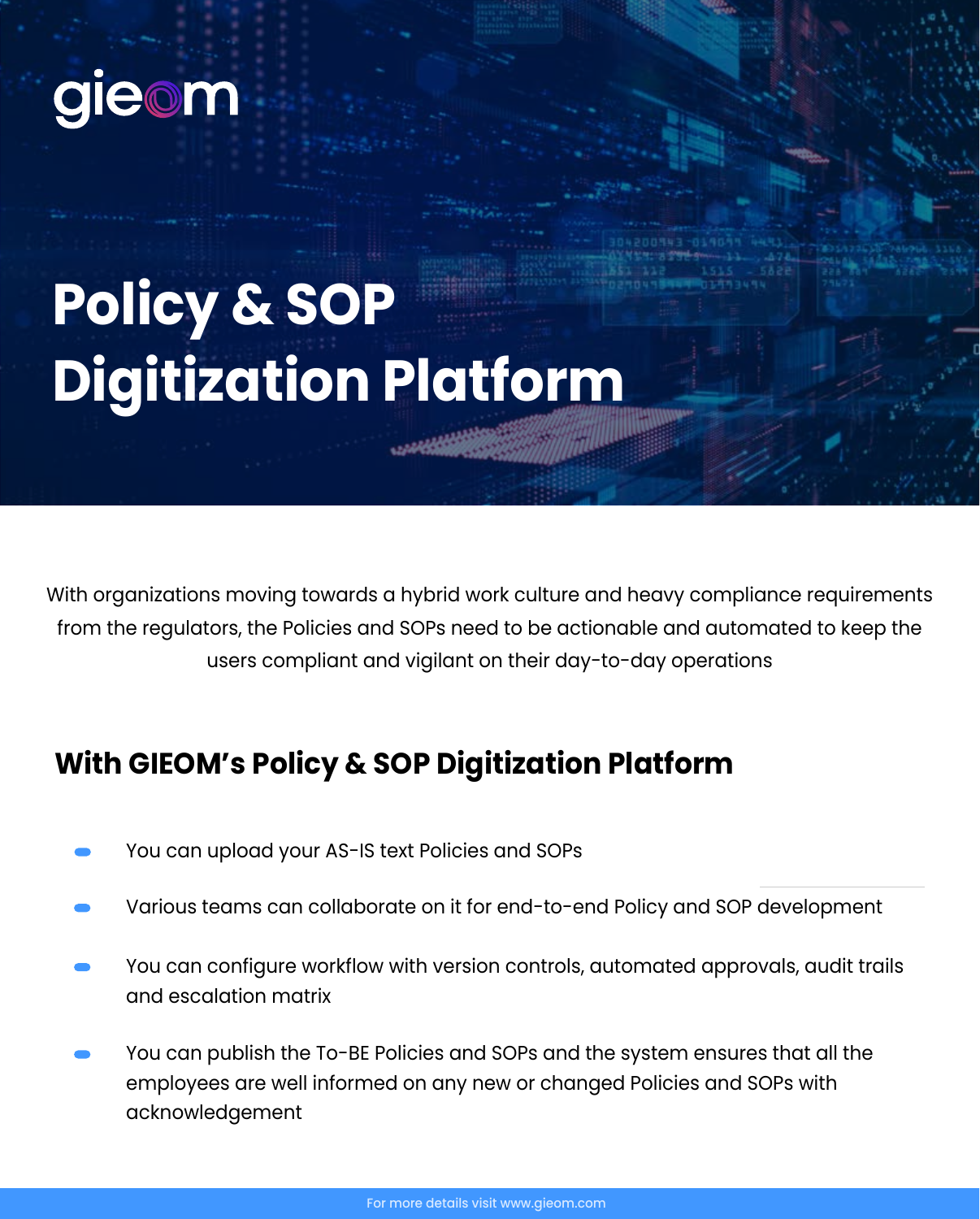gieom

# Policy & SOP Digitization Platform

With organizations moving towards a hybrid work culture and heavy compliance requirements from the regulators, the Policies and SOPs need to be actionable and automated to keep the users compliant and vigilant on their day-to-day operations

## With GIEOM's Policy & SOP Digitization Platform

- You can upload your AS-IS text Policies and SOPs
- Various teams can collaborate on it for end-to-end Policy and SOP development
- You can configure workflow with version controls, automated approvals, audit trails and escalation matrix
- You can publish the To-BE Policies and SOPs and the system ensures that all the employees are well informed on any new or changed Policies and SOPs with acknowledgement

For more details visit www.gieom.com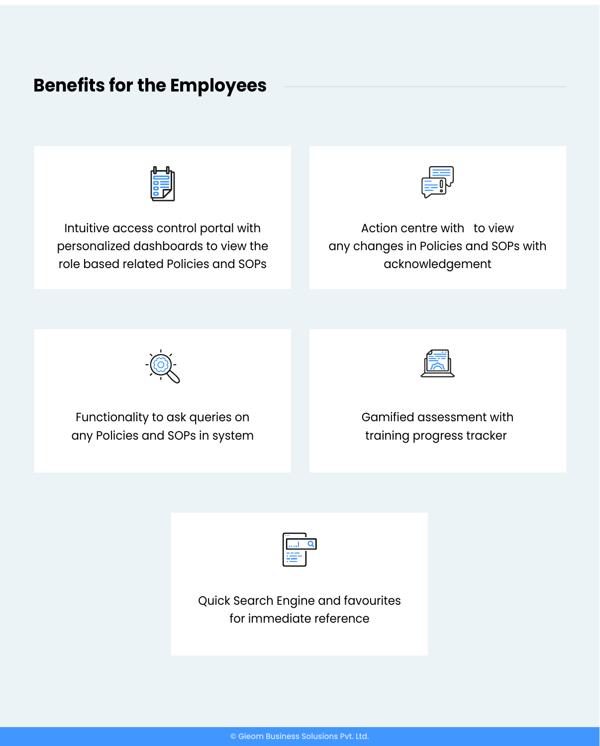## Benefits for the Employees

Intuitive access control portal with personalized dashboards to view the role based related Policies and SOPs

Action centre with to view any changes in Policies and SOPs with acknowledgement

Functionality to ask queries on any Policies and SOPs in system

Gamified assessment with training progress tracker

Quick Search Engine and favourites for immediate reference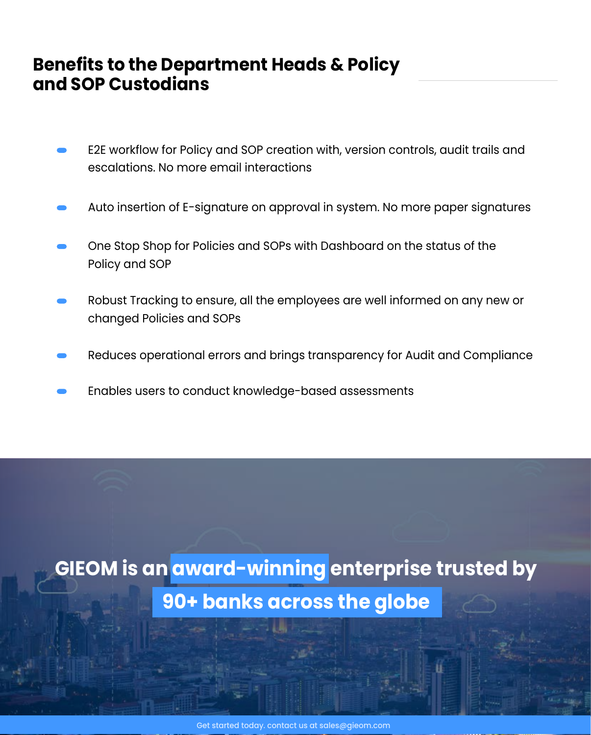## Benefits to the Department Heads & Policy and SOP Custodians

- E2E workflow for Policy and SOP creation with, version controls, audit trails and escalations. No more email interactions
- Auto insertion of E-signature on approval in system. No more paper signatures
- One Stop Shop for Policies and SOPs with Dashboard on the status of the Policy and SOP
- Robust Tracking to ensure, all the employees are well informed on any new or changed Policies and SOPs
- Reduces operational errors and brings transparency for Audit and Compliance
- Enables users to conduct knowledge-based assessments

**GIEOM is an award-winning enterprise trusted by 90+ banks across the globe**

Get started today. contact us at sales@gieom.com